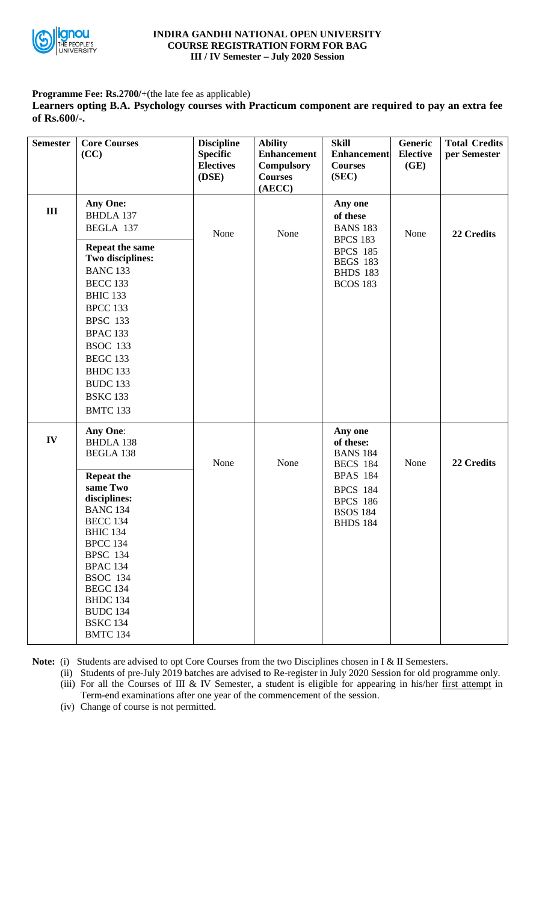# INDIRA GANDHI NATIONAL OPEN UNIVERSITY
## COURSE REGISTRATION FORM FOR BAG
### III / IV Semester – July 2020 Session

**Programme Fee: Rs.2700/-**+(the late fee as applicable)

**Learners opting B.A. Psychology courses with Practicum component are required to pay an extra fee of Rs.600/-.**

| Semester | Core Courses (CC) | Discipline Specific Electives (DSE) | Ability Enhancement Compulsory Courses (AECC) | Skill Enhancement Courses (SEC) | Generic Elective (GE) | Total Credits per Semester |
|---|---|---|---|---|---|---|
| III | **Any One:** BHDLA 137, BEGLA 137 **Repeat the same Two disciplines:** BANC 133, BECC 133, BHIC 133, BPCC 133, BPSC 133, BPAC 133, BSOC 133, BEGC 133, BHDC 133, BUDC 133, BSKC 133, BMTC 133 | None | None | **Any one of these** BANS 183, BPCS 183, BPCS 185, BEGS 183, BHDS 183, BCOS 183 | None | **22 Credits** |
| IV | **Any One:** BHDLA 138, BEGLA 138 **Repeat the same Two disciplines:** BANC 134, BECC 134, BHIC 134, BPCC 134, BPSC 134, BPAC 134, BSOC 134, BEGC 134, BHDC 134, BUDC 134, BSKC 134, BMTC 134 | None | None | **Any one of these:** BANS 184, BECS 184, BPAS 184, BPCS 184, BPCS 186, BSOS 184, BHDS 184 | None | **22 Credits** |

**Note:** (i) Students are advised to opt Core Courses from the two Disciplines chosen in I & II Semesters.

(ii) Students of pre-July 2019 batches are advised to Re-register in July 2020 Session for old programme only.

(iii) For all the Courses of III & IV Semester, a student is eligible for appearing in his/her first attempt in Term-end examinations after one year of the commencement of the session.

(iv) Change of course is not permitted.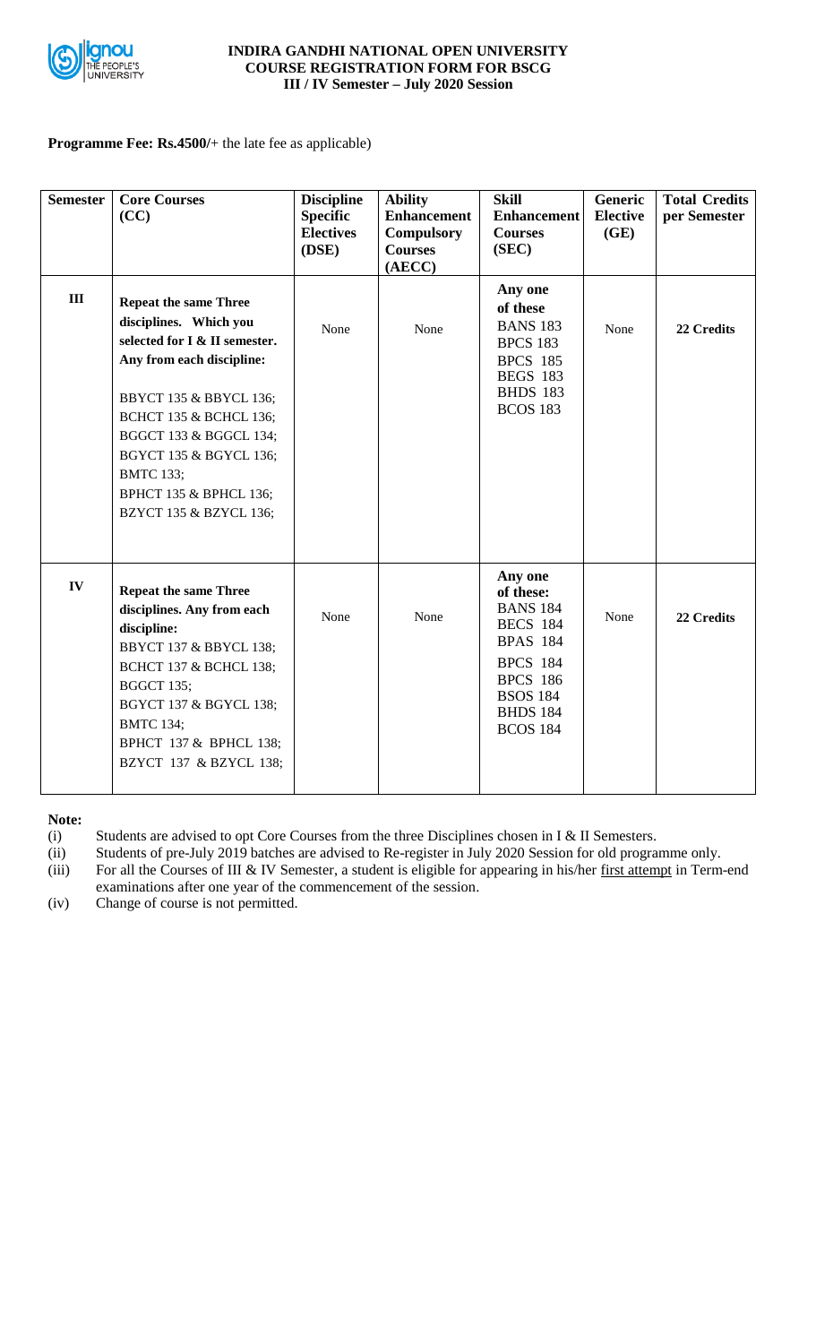# INDIRA GANDHI NATIONAL OPEN UNIVERSITY
## COURSE REGISTRATION FORM FOR BSCG
### III / IV Semester – July 2020 Session

**Programme Fee: Rs.4500/**+ the late fee as applicable)

| Semester | Core Courses (CC) | Discipline Specific Electives (DSE) | Ability Enhancement Compulsory Courses (AECC) | Skill Enhancement Courses (SEC) | Generic Elective (GE) | Total Credits per Semester |
|---|---|---|---|---|---|---|
| III | **Repeat the same Three disciplines. Which you selected for I & II semester. Any from each discipline:** BBYCT 135 & BBYCL 136; BCHCT 135 & BCHCL 136; BGGCT 133 & BGGCL 134; BGYCT 135 & BGYCL 136; BMTC 133; BPHCT 135 & BPHCL 136; BZYCT 135 & BZYCL 136; | None | None | **Any one of these** BANS 183 BPCS 183 BPCS 185 BEGS 183 BHDS 183 BCOS 183 | None | **22 Credits** |
| IV | **Repeat the same Three disciplines. Any from each discipline:** BBYCT 137 & BBYCL 138; BCHCT 137 & BCHCL 138; BGGCT 135; BGYCT 137 & BGYCL 138; BMTC 134; BPHCT 137 & BPHCL 138; BZYCT 137 & BZYCL 138; | None | None | **Any one of these:** BANS 184 BECS 184 BPAS 184 BPCS 184 BPCS 186 BSOS 184 BHDS 184 BCOS 184 | None | **22 Credits** |

**Note:**

(i) Students are advised to opt Core Courses from the three Disciplines chosen in I & II Semesters.

(ii) Students of pre-July 2019 batches are advised to Re-register in July 2020 Session for old programme only.

(iii) For all the Courses of III & IV Semester, a student is eligible for appearing in his/her first attempt in Term-end examinations after one year of the commencement of the session.

(iv) Change of course is not permitted.